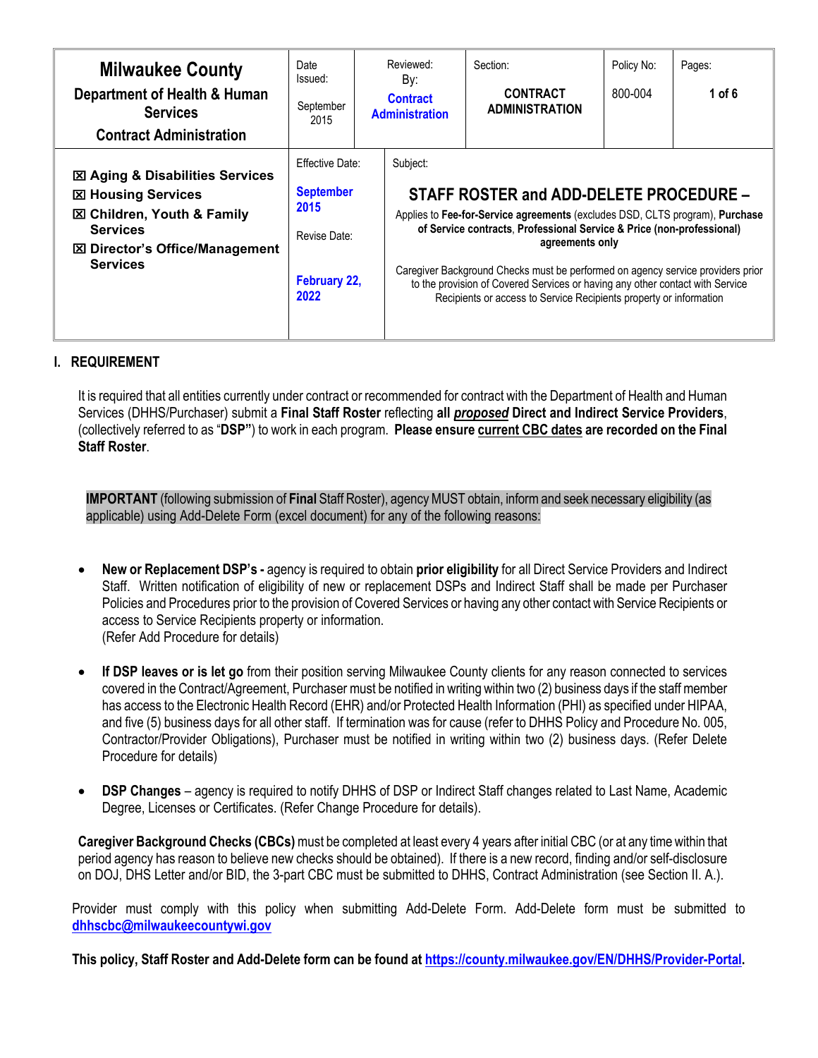| **Milwaukee County** Department of Health & Human Services Contract Administration | Date Issued: September 2015 | Reviewed: By: Contract Administration | | Section: CONTRACT ADMINISTRATION | Policy No: 800-004 | Pages: 1 of 6 |
|---|---|---|---|---|---|---|
| ☒ Aging & Disabilities Services ☒ Housing Services ☒ Children, Youth & Family Services ☒ Director's Office/Management Services | Effective Date: September 2015 Revise Date: February 22, 2022 | Subject: **STAFF ROSTER and ADD-DELETE PROCEDURE –** Applies to **Fee-for-Service agreements** (excludes DSD, CLTS program), **Purchase of Service contracts**, **Professional Service & Price (non-professional) agreements only** Caregiver Background Checks must be performed on agency service providers prior to the provision of Covered Services or having any other contact with Service Recipients or access to Service Recipients property or information | | | | |

## I. REQUIREMENT

It is required that all entities currently under contract or recommended for contract with the Department of Health and Human Services (DHHS/Purchaser) submit a **Final Staff Roster** reflecting **all *proposed* Direct and Indirect Service Providers**, (collectively referred to as "**DSP**") to work in each program. **Please ensure current CBC dates are recorded on the Final Staff Roster**.

**IMPORTANT** (following submission of **Final** Staff Roster), agency MUST obtain, inform and seek necessary eligibility (as applicable) using Add-Delete Form (excel document) for any of the following reasons:

- **New or Replacement DSP's -** agency is required to obtain **prior eligibility** for all Direct Service Providers and Indirect Staff. Written notification of eligibility of new or replacement DSPs and Indirect Staff shall be made per Purchaser Policies and Procedures prior to the provision of Covered Services or having any other contact with Service Recipients or access to Service Recipients property or information.
  (Refer Add Procedure for details)

- **If DSP leaves or is let go** from their position serving Milwaukee County clients for any reason connected to services covered in the Contract/Agreement, Purchaser must be notified in writing within two (2) business days if the staff member has access to the Electronic Health Record (EHR) and/or Protected Health Information (PHI) as specified under HIPAA, and five (5) business days for all other staff. If termination was for cause (refer to DHHS Policy and Procedure No. 005, Contractor/Provider Obligations), Purchaser must be notified in writing within two (2) business days. (Refer Delete Procedure for details)

- **DSP Changes** – agency is required to notify DHHS of DSP or Indirect Staff changes related to Last Name, Academic Degree, Licenses or Certificates. (Refer Change Procedure for details).

**Caregiver Background Checks (CBCs)** must be completed at least every 4 years after initial CBC (or at any time within that period agency has reason to believe new checks should be obtained). If there is a new record, finding and/or self-disclosure on DOJ, DHS Letter and/or BID, the 3-part CBC must be submitted to DHHS, Contract Administration (see Section II. A.).

Provider must comply with this policy when submitting Add-Delete Form. Add-Delete form must be submitted to **dhhscbc@milwaukeecountywi.gov**

**This policy, Staff Roster and Add-Delete form can be found at https://county.milwaukee.gov/EN/DHHS/Provider-Portal.**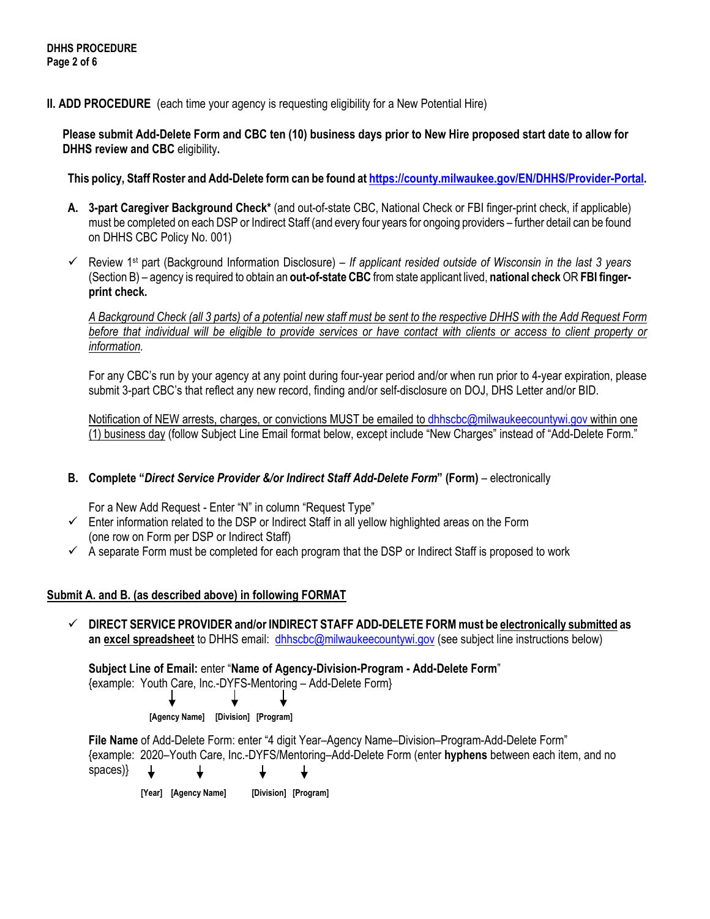**II. ADD PROCEDURE** (each time your agency is requesting eligibility for a New Potential Hire)

**Please submit Add-Delete Form and CBC ten (10) business days prior to New Hire proposed start date to allow for DHHS review and CBC** eligibility**.**

**This policy, Staff Roster and Add-Delete form can be found at [https://county.milwaukee.gov/EN/DHHS/Provider-Portal](https://county.milwaukee.gov/EN/DHHS/Provider-Portal).**

**A. 3-part Caregiver Background Check\*** (and out-of-state CBC, National Check or FBI finger-print check, if applicable) must be completed on each DSP or Indirect Staff (and every four years for ongoing providers – further detail can be found on DHHS CBC Policy No. 001)

✓ Review 1st part (Background Information Disclosure) – *If applicant resided outside of Wisconsin in the last 3 years* (Section B) – agency is required to obtain an **out-of-state CBC** from state applicant lived, **national check** OR **FBI finger-print check.**

*A Background Check (all 3 parts) of a potential new staff must be sent to the respective DHHS with the Add Request Form before that individual will be eligible to provide services or have contact with clients or access to client property or information.*

For any CBC's run by your agency at any point during four-year period and/or when run prior to 4-year expiration, please submit 3-part CBC's that reflect any new record, finding and/or self-disclosure on DOJ, DHS Letter and/or BID.

Notification of NEW arrests, charges, or convictions MUST be emailed to dhhscbc@milwaukeecountywi.gov within one (1) business day (follow Subject Line Email format below, except include "New Charges" instead of "Add-Delete Form."

**B. Complete "*Direct Service Provider &/or Indirect Staff Add-Delete Form*" (Form)** – electronically

For a New Add Request - Enter "N" in column "Request Type"

✓ Enter information related to the DSP or Indirect Staff in all yellow highlighted areas on the Form (one row on Form per DSP or Indirect Staff)

✓ A separate Form must be completed for each program that the DSP or Indirect Staff is proposed to work

**Submit A. and B. (as described above) in following FORMAT**

✓ **DIRECT SERVICE PROVIDER and/or INDIRECT STAFF ADD-DELETE FORM must be electronically submitted as an excel spreadsheet** to DHHS email: dhhscbc@milwaukeecountywi.gov (see subject line instructions below)

**Subject Line of Email:** enter "**Name of Agency-Division-Program - Add-Delete Form**"
{example: Youth Care, Inc.-DYFS-Mentoring – Add-Delete Form}

[Agency Name] [Division] [Program]

**File Name** of Add-Delete Form: enter "4 digit Year–Agency Name–Division–Program-Add-Delete Form"
{example: 2020–Youth Care, Inc.-DYFS/Mentoring–Add-Delete Form (enter **hyphens** between each item, and no spaces)}

[Year] [Agency Name] [Division] [Program]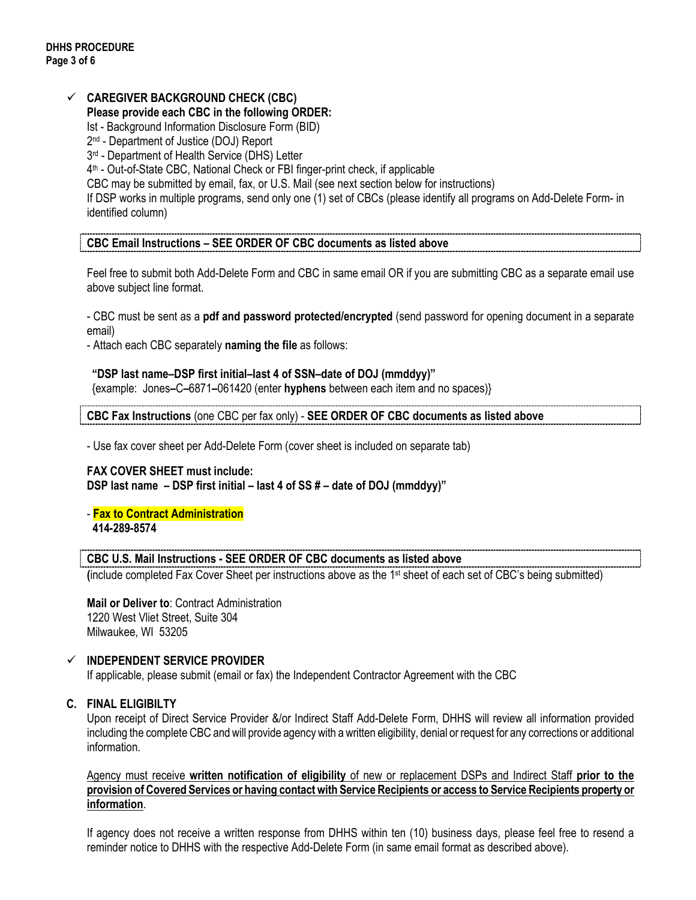- ✓ **CAREGIVER BACKGROUND CHECK (CBC)**

  **Please provide each CBC in the following ORDER:**

  Ist - Background Information Disclosure Form (BID)
  2nd - Department of Justice (DOJ) Report
  3rd - Department of Health Service (DHS) Letter
  4th - Out-of-State CBC, National Check or FBI finger-print check, if applicable
  CBC may be submitted by email, fax, or U.S. Mail (see next section below for instructions)
  If DSP works in multiple programs, send only one (1) set of CBCs (please identify all programs on Add-Delete Form- in identified column)

**CBC Email Instructions – SEE ORDER OF CBC documents as listed above**

Feel free to submit both Add-Delete Form and CBC in same email OR if you are submitting CBC as a separate email use above subject line format.

- CBC must be sent as a **pdf and password protected/encrypted** (send password for opening document in a separate email)
- Attach each CBC separately **naming the file** as follows:

**"DSP last name–DSP first initial–last 4 of SSN–date of DOJ (mmddyy)"**
{example: Jones–C–6871–061420 (enter **hyphens** between each item and no spaces)}

**CBC Fax Instructions** (one CBC per fax only) - **SEE ORDER OF CBC documents as listed above**

- Use fax cover sheet per Add-Delete Form (cover sheet is included on separate tab)

**FAX COVER SHEET must include:**
**DSP last name – DSP first initial – last 4 of SS # – date of DOJ (mmddyy)"**

- **Fax to Contract Administration**
  **414-289-8574**

**CBC U.S. Mail Instructions - SEE ORDER OF CBC documents as listed above**
(include completed Fax Cover Sheet per instructions above as the 1st sheet of each set of CBC's being submitted)

**Mail or Deliver to**: Contract Administration
1220 West Vliet Street, Suite 304
Milwaukee, WI 53205

- ✓ **INDEPENDENT SERVICE PROVIDER**

  If applicable, please submit (email or fax) the Independent Contractor Agreement with the CBC

**C. FINAL ELIGIBILTY**

Upon receipt of Direct Service Provider &/or Indirect Staff Add-Delete Form, DHHS will review all information provided including the complete CBC and will provide agency with a written eligibility, denial or request for any corrections or additional information.

Agency must receive **written notification of eligibility** of new or replacement DSPs and Indirect Staff **prior to the provision of Covered Services or having contact with Service Recipients or access to Service Recipients property or information**.

If agency does not receive a written response from DHHS within ten (10) business days, please feel free to resend a reminder notice to DHHS with the respective Add-Delete Form (in same email format as described above).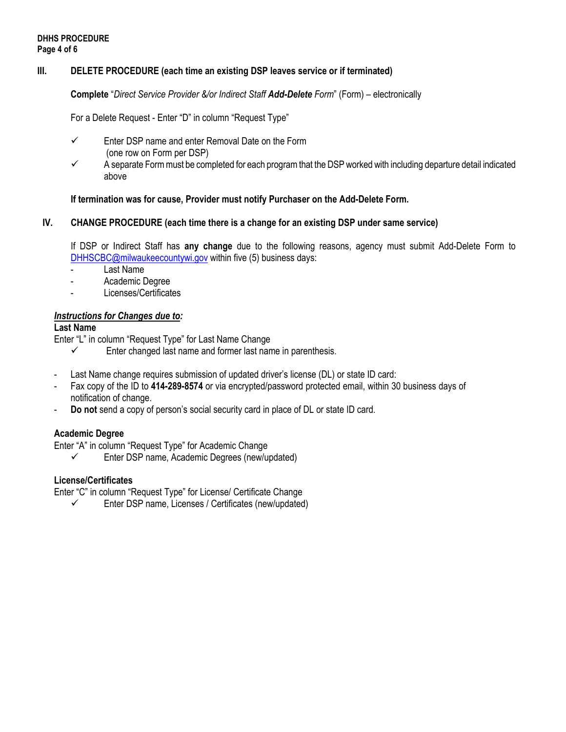## III. DELETE PROCEDURE (each time an existing DSP leaves service or if terminated)

**Complete** "*Direct Service Provider &/or Indirect Staff* ***Add-Delete*** *Form*" (Form) – electronically

For a Delete Request - Enter "D" in column "Request Type"

- ✓ Enter DSP name and enter Removal Date on the Form (one row on Form per DSP)
- ✓ A separate Form must be completed for each program that the DSP worked with including departure detail indicated above

**If termination was for cause, Provider must notify Purchaser on the Add-Delete Form.**

## IV. CHANGE PROCEDURE (each time there is a change for an existing DSP under same service)

If DSP or Indirect Staff has **any change** due to the following reasons, agency must submit Add-Delete Form to DHHSCBC@milwaukeecountywi.gov within five (5) business days:

- Last Name
- Academic Degree
- Licenses/Certificates

***Instructions for Changes due to:***

**Last Name**

Enter "L" in column "Request Type" for Last Name Change

- ✓ Enter changed last name and former last name in parenthesis.

- Last Name change requires submission of updated driver's license (DL) or state ID card:
- Fax copy of the ID to **414-289-8574** or via encrypted/password protected email, within 30 business days of notification of change.
- **Do not** send a copy of person's social security card in place of DL or state ID card.

**Academic Degree**

Enter "A" in column "Request Type" for Academic Change

- ✓ Enter DSP name, Academic Degrees (new/updated)

**License/Certificates**

Enter "C" in column "Request Type" for License/ Certificate Change

- ✓ Enter DSP name, Licenses / Certificates (new/updated)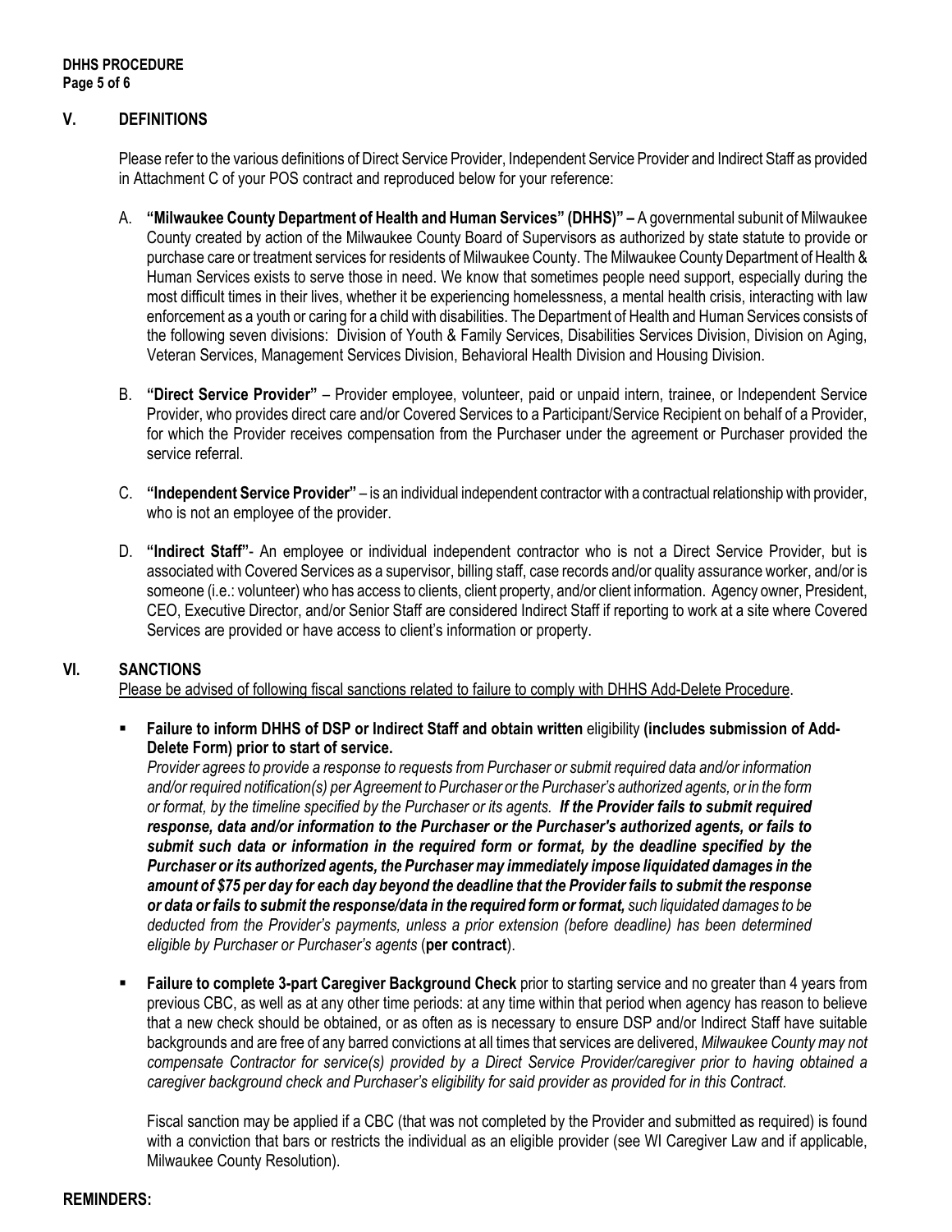## V. DEFINITIONS

Please refer to the various definitions of Direct Service Provider, Independent Service Provider and Indirect Staff as provided in Attachment C of your POS contract and reproduced below for your reference:

A. **"Milwaukee County Department of Health and Human Services" (DHHS)" –** A governmental subunit of Milwaukee County created by action of the Milwaukee County Board of Supervisors as authorized by state statute to provide or purchase care or treatment services for residents of Milwaukee County. The Milwaukee County Department of Health & Human Services exists to serve those in need. We know that sometimes people need support, especially during the most difficult times in their lives, whether it be experiencing homelessness, a mental health crisis, interacting with law enforcement as a youth or caring for a child with disabilities. The Department of Health and Human Services consists of the following seven divisions: Division of Youth & Family Services, Disabilities Services Division, Division on Aging, Veteran Services, Management Services Division, Behavioral Health Division and Housing Division.

B. **"Direct Service Provider"** – Provider employee, volunteer, paid or unpaid intern, trainee, or Independent Service Provider, who provides direct care and/or Covered Services to a Participant/Service Recipient on behalf of a Provider, for which the Provider receives compensation from the Purchaser under the agreement or Purchaser provided the service referral.

C. **"Independent Service Provider"** – is an individual independent contractor with a contractual relationship with provider, who is not an employee of the provider.

D. **"Indirect Staff"**- An employee or individual independent contractor who is not a Direct Service Provider, but is associated with Covered Services as a supervisor, billing staff, case records and/or quality assurance worker, and/or is someone (i.e.: volunteer) who has access to clients, client property, and/or client information. Agency owner, President, CEO, Executive Director, and/or Senior Staff are considered Indirect Staff if reporting to work at a site where Covered Services are provided or have access to client's information or property.

## VI. SANCTIONS

<u>Please be advised of following fiscal sanctions related to failure to comply with DHHS Add-Delete Procedure</u>.

- **Failure to inform DHHS of DSP or Indirect Staff and obtain written** eligibility **(includes submission of Add-Delete Form) prior to start of service.**
  *Provider agrees to provide a response to requests from Purchaser or submit required data and/or information and/or required notification(s) per Agreement to Purchaser or the Purchaser's authorized agents, or in the form or format, by the timeline specified by the Purchaser or its agents.* ***If the Provider fails to submit required response, data and/or information to the Purchaser or the Purchaser's authorized agents, or fails to submit such data or information in the required form or format, by the deadline specified by the Purchaser or its authorized agents, the Purchaser may immediately impose liquidated damages in the amount of $75 per day for each day beyond the deadline that the Provider fails to submit the response or data or fails to submit the response/data in the required form or format,*** *such liquidated damages to be deducted from the Provider's payments, unless a prior extension (before deadline) has been determined eligible by Purchaser or Purchaser's agents* (**per contract**).

- **Failure to complete 3-part Caregiver Background Check** prior to starting service and no greater than 4 years from previous CBC, as well as at any other time periods: at any time within that period when agency has reason to believe that a new check should be obtained, or as often as is necessary to ensure DSP and/or Indirect Staff have suitable backgrounds and are free of any barred convictions at all times that services are delivered, *Milwaukee County may not compensate Contractor for service(s) provided by a Direct Service Provider/caregiver prior to having obtained a caregiver background check and Purchaser's eligibility for said provider as provided for in this Contract.*

  Fiscal sanction may be applied if a CBC (that was not completed by the Provider and submitted as required) is found with a conviction that bars or restricts the individual as an eligible provider (see WI Caregiver Law and if applicable, Milwaukee County Resolution).

**REMINDERS:**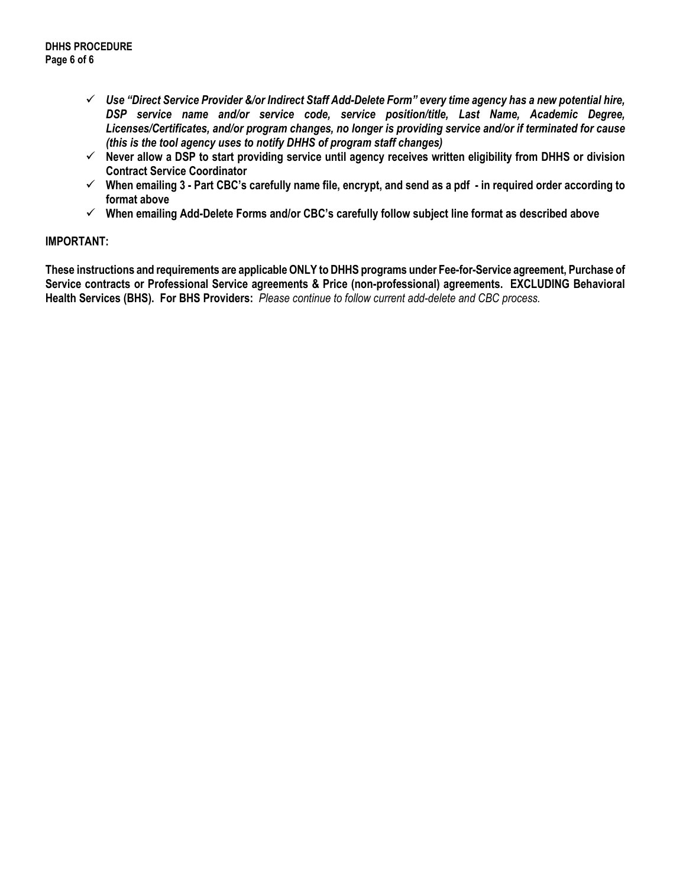- ✓ ***Use "Direct Service Provider &/or Indirect Staff Add-Delete Form" every time agency has a new potential hire, DSP service name and/or service code, service position/title, Last Name, Academic Degree, Licenses/Certificates, and/or program changes, no longer is providing service and/or if terminated for cause (this is the tool agency uses to notify DHHS of program staff changes)***
- ✓ **Never allow a DSP to start providing service until agency receives written eligibility from DHHS or division Contract Service Coordinator**
- ✓ **When emailing 3 - Part CBC's carefully name file, encrypt, and send as a pdf - in required order according to format above**
- ✓ **When emailing Add-Delete Forms and/or CBC's carefully follow subject line format as described above**

**IMPORTANT:**

**These instructions and requirements are applicable ONLY to DHHS programs under Fee-for-Service agreement, Purchase of Service contracts or Professional Service agreements & Price (non-professional) agreements. EXCLUDING Behavioral Health Services (BHS). For BHS Providers:** *Please continue to follow current add-delete and CBC process.*